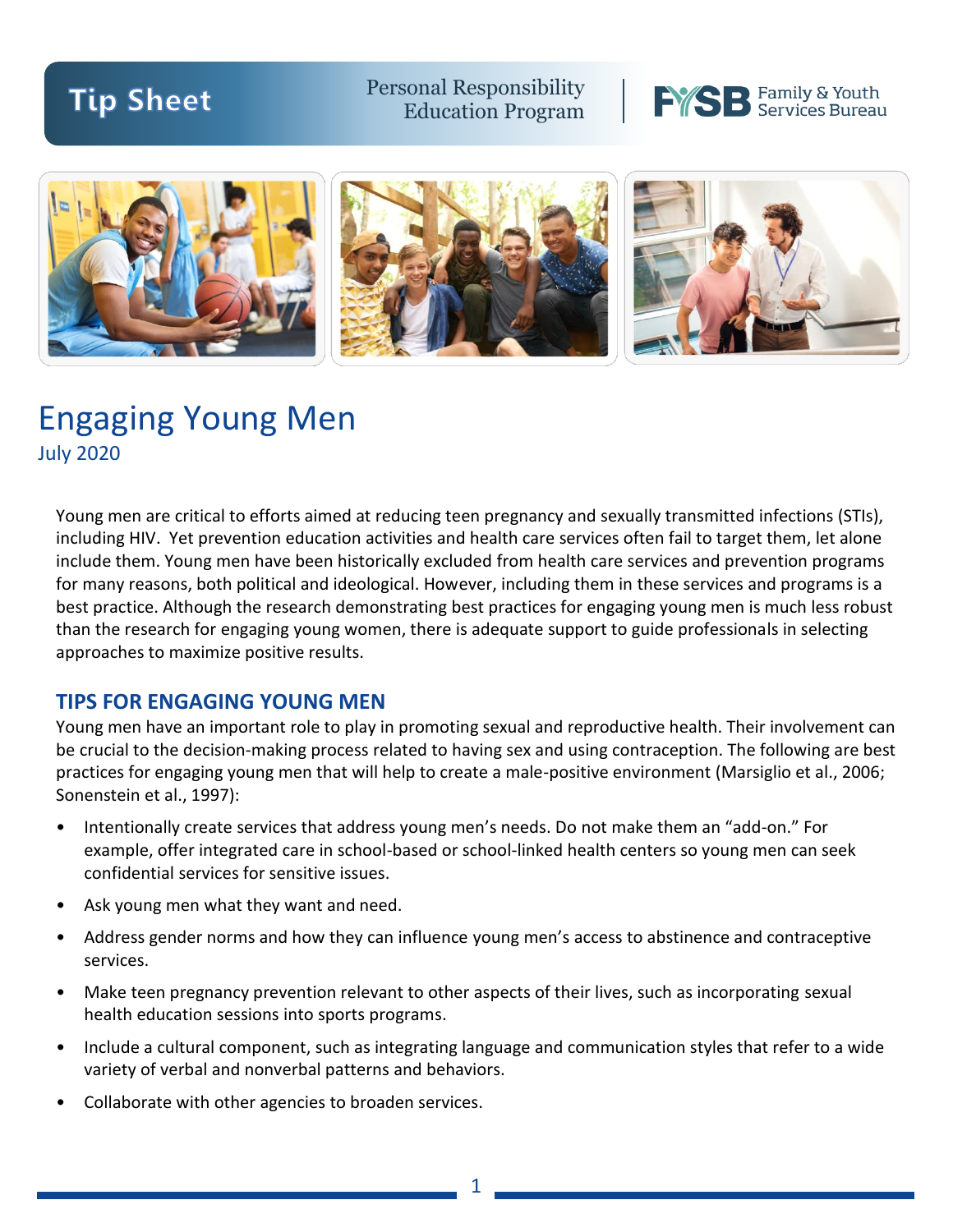Tip Sheet

Personal Responsibility Education Program

Family & Youth Services Bureau

# Engaging Young Men

July 2020

Young men are critical to efforts aimed at reducing teen pregnancy and sexually transmitted infections (STIs), including HIV. Yet prevention education activities and health care services often fail to target them, let alone include them. Young men have been historically excluded from health care services and prevention programs for many reasons, both political and ideological. However, including them in these services and programs is a best practice. Although the research demonstrating best practices for engaging young men is much less robust than the research for engaging young women, there is adequate support to guide professionals in selecting approaches to maximize positive results.

## TIPS FOR ENGAGING YOUNG MEN

Young men have an important role to play in promoting sexual and reproductive health. Their involvement can be crucial to the decision-making process related to having sex and using contraception. The following are best practices for engaging young men that will help to create a male-positive environment (Marsiglio et al., 2006; Sonenstein et al., 1997):

- Intentionally create services that address young men's needs. Do not make them an "add-on." For example, offer integrated care in school-based or school-linked health centers so young men can seek confidential services for sensitive issues.
- Ask young men what they want and need.
- Address gender norms and how they can influence young men's access to abstinence and contraceptive services.
- Make teen pregnancy prevention relevant to other aspects of their lives, such as incorporating sexual health education sessions into sports programs.
- Include a cultural component, such as integrating language and communication styles that refer to a wide variety of verbal and nonverbal patterns and behaviors.
- Collaborate with other agencies to broaden services.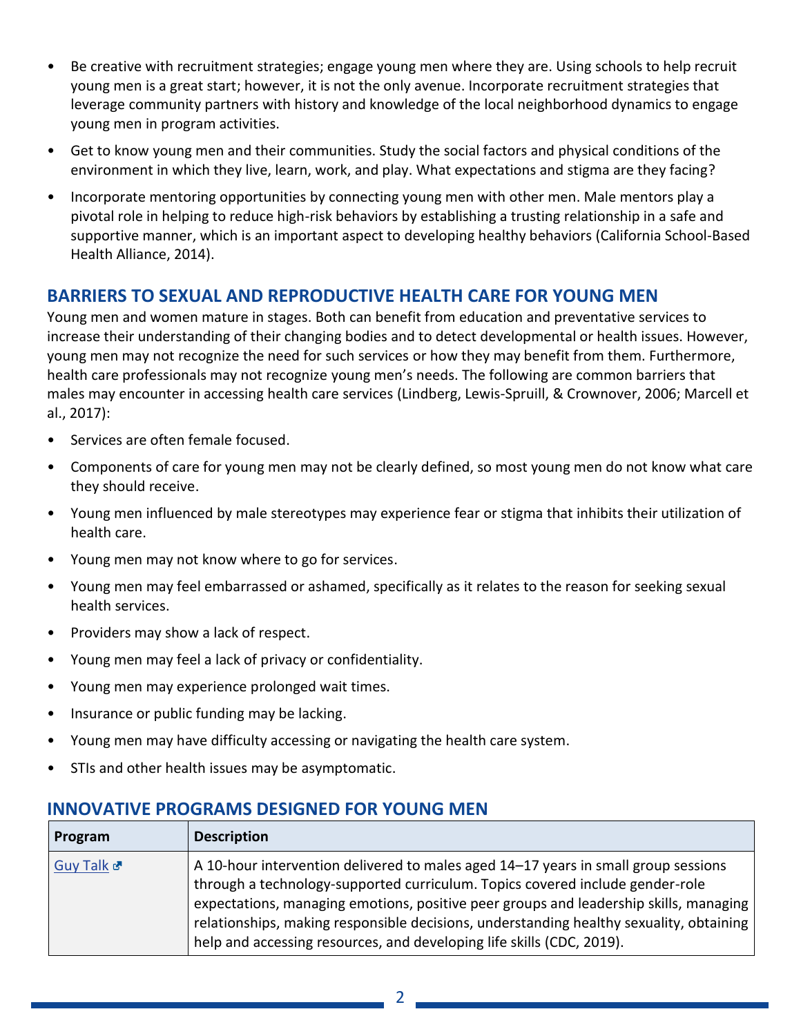- Be creative with recruitment strategies; engage young men where they are. Using schools to help recruit young men is a great start; however, it is not the only avenue. Incorporate recruitment strategies that leverage community partners with history and knowledge of the local neighborhood dynamics to engage young men in program activities.
- Get to know young men and their communities. Study the social factors and physical conditions of the environment in which they live, learn, work, and play. What expectations and stigma are they facing?
- Incorporate mentoring opportunities by connecting young men with other men. Male mentors play a pivotal role in helping to reduce high-risk behaviors by establishing a trusting relationship in a safe and supportive manner, which is an important aspect to developing healthy behaviors (California School-Based Health Alliance, 2014).

## BARRIERS TO SEXUAL AND REPRODUCTIVE HEALTH CARE FOR YOUNG MEN

Young men and women mature in stages. Both can benefit from education and preventative services to increase their understanding of their changing bodies and to detect developmental or health issues. However, young men may not recognize the need for such services or how they may benefit from them. Furthermore, health care professionals may not recognize young men's needs. The following are common barriers that males may encounter in accessing health care services (Lindberg, Lewis-Spruill, & Crownover, 2006; Marcell et al., 2017):

- Services are often female focused.
- Components of care for young men may not be clearly defined, so most young men do not know what care they should receive.
- Young men influenced by male stereotypes may experience fear or stigma that inhibits their utilization of health care.
- Young men may not know where to go for services.
- Young men may feel embarrassed or ashamed, specifically as it relates to the reason for seeking sexual health services.
- Providers may show a lack of respect.
- Young men may feel a lack of privacy or confidentiality.
- Young men may experience prolonged wait times.
- Insurance or public funding may be lacking.
- Young men may have difficulty accessing or navigating the health care system.
- STIs and other health issues may be asymptomatic.

## INNOVATIVE PROGRAMS DESIGNED FOR YOUNG MEN

| Program | Description |
| --- | --- |
| Guy Talk | A 10-hour intervention delivered to males aged 14–17 years in small group sessions through a technology-supported curriculum. Topics covered include gender-role expectations, managing emotions, positive peer groups and leadership skills, managing relationships, making responsible decisions, understanding healthy sexuality, obtaining help and accessing resources, and developing life skills (CDC, 2019). |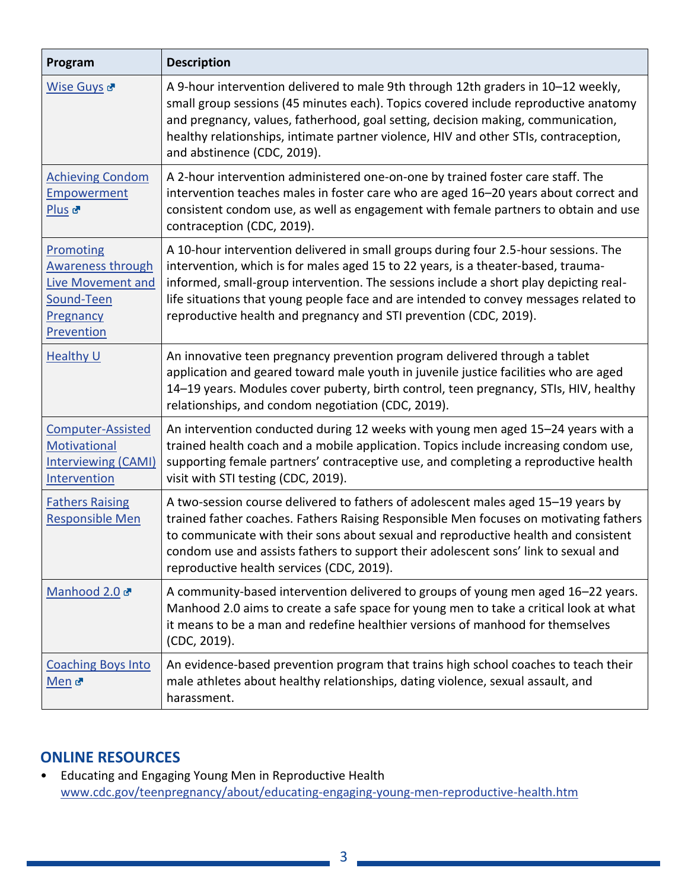| Program | Description |
| --- | --- |
| Wise Guys | A 9-hour intervention delivered to male 9th through 12th graders in 10–12 weekly, small group sessions (45 minutes each). Topics covered include reproductive anatomy and pregnancy, values, fatherhood, goal setting, decision making, communication, healthy relationships, intimate partner violence, HIV and other STIs, contraception, and abstinence (CDC, 2019). |
| Achieving Condom Empowerment Plus | A 2-hour intervention administered one-on-one by trained foster care staff. The intervention teaches males in foster care who are aged 16–20 years about correct and consistent condom use, as well as engagement with female partners to obtain and use contraception (CDC, 2019). |
| Promoting Awareness through Live Movement and Sound-Teen Pregnancy Prevention | A 10-hour intervention delivered in small groups during four 2.5-hour sessions. The intervention, which is for males aged 15 to 22 years, is a theater-based, trauma-informed, small-group intervention. The sessions include a short play depicting real-life situations that young people face and are intended to convey messages related to reproductive health and pregnancy and STI prevention (CDC, 2019). |
| Healthy U | An innovative teen pregnancy prevention program delivered through a tablet application and geared toward male youth in juvenile justice facilities who are aged 14–19 years. Modules cover puberty, birth control, teen pregnancy, STIs, HIV, healthy relationships, and condom negotiation (CDC, 2019). |
| Computer-Assisted Motivational Interviewing (CAMI) Intervention | An intervention conducted during 12 weeks with young men aged 15–24 years with a trained health coach and a mobile application. Topics include increasing condom use, supporting female partners' contraceptive use, and completing a reproductive health visit with STI testing (CDC, 2019). |
| Fathers Raising Responsible Men | A two-session course delivered to fathers of adolescent males aged 15–19 years by trained father coaches. Fathers Raising Responsible Men focuses on motivating fathers to communicate with their sons about sexual and reproductive health and consistent condom use and assists fathers to support their adolescent sons' link to sexual and reproductive health services (CDC, 2019). |
| Manhood 2.0 | A community-based intervention delivered to groups of young men aged 16–22 years. Manhood 2.0 aims to create a safe space for young men to take a critical look at what it means to be a man and redefine healthier versions of manhood for themselves (CDC, 2019). |
| Coaching Boys Into Men | An evidence-based prevention program that trains high school coaches to teach their male athletes about healthy relationships, dating violence, sexual assault, and harassment. |

## ONLINE RESOURCES

- Educating and Engaging Young Men in Reproductive Health
  www.cdc.gov/teenpregnancy/about/educating-engaging-young-men-reproductive-health.htm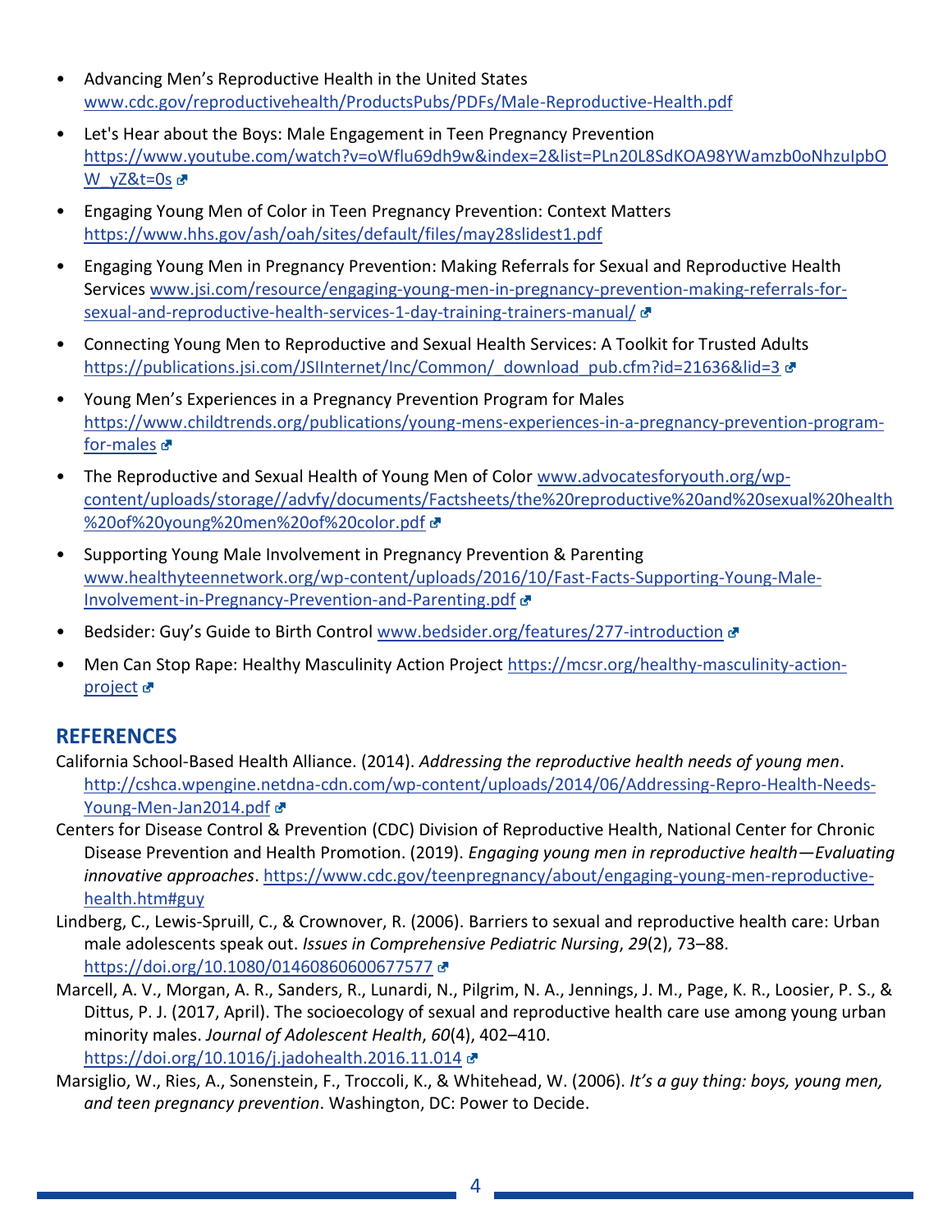- Advancing Men's Reproductive Health in the United States [www.cdc.gov/reproductivehealth/ProductsPubs/PDFs/Male-Reproductive-Health.pdf](www.cdc.gov/reproductivehealth/ProductsPubs/PDFs/Male-Reproductive-Health.pdf)
- Let's Hear about the Boys: Male Engagement in Teen Pregnancy Prevention [https://www.youtube.com/watch?v=oWflu69dh9w&index=2&list=PLn20L8SdKOA98YWamzb0oNhzuIpbOW_yZ&t=0s](https://www.youtube.com/watch?v=oWflu69dh9w&index=2&list=PLn20L8SdKOA98YWamzb0oNhzuIpbOW_yZ&t=0s)
- Engaging Young Men of Color in Teen Pregnancy Prevention: Context Matters [https://www.hhs.gov/ash/oah/sites/default/files/may28slidest1.pdf](https://www.hhs.gov/ash/oah/sites/default/files/may28slidest1.pdf)
- Engaging Young Men in Pregnancy Prevention: Making Referrals for Sexual and Reproductive Health Services [www.jsi.com/resource/engaging-young-men-in-pregnancy-prevention-making-referrals-for-sexual-and-reproductive-health-services-1-day-training-trainers-manual/](www.jsi.com/resource/engaging-young-men-in-pregnancy-prevention-making-referrals-for-sexual-and-reproductive-health-services-1-day-training-trainers-manual/)
- Connecting Young Men to Reproductive and Sexual Health Services: A Toolkit for Trusted Adults [https://publications.jsi.com/JSIInternet/Inc/Common/_download_pub.cfm?id=21636&lid=3](https://publications.jsi.com/JSIInternet/Inc/Common/_download_pub.cfm?id=21636&lid=3)
- Young Men's Experiences in a Pregnancy Prevention Program for Males [https://www.childtrends.org/publications/young-mens-experiences-in-a-pregnancy-prevention-program-for-males](https://www.childtrends.org/publications/young-mens-experiences-in-a-pregnancy-prevention-program-for-males)
- The Reproductive and Sexual Health of Young Men of Color [www.advocatesforyouth.org/wp-content/uploads/storage//advfy/documents/Factsheets/the%20reproductive%20and%20sexual%20health%20of%20young%20men%20of%20color.pdf](www.advocatesforyouth.org/wp-content/uploads/storage//advfy/documents/Factsheets/the%20reproductive%20and%20sexual%20health%20of%20young%20men%20of%20color.pdf)
- Supporting Young Male Involvement in Pregnancy Prevention & Parenting [www.healthyteennetwork.org/wp-content/uploads/2016/10/Fast-Facts-Supporting-Young-Male-Involvement-in-Pregnancy-Prevention-and-Parenting.pdf](www.healthyteennetwork.org/wp-content/uploads/2016/10/Fast-Facts-Supporting-Young-Male-Involvement-in-Pregnancy-Prevention-and-Parenting.pdf)
- Bedsider: Guy's Guide to Birth Control [www.bedsider.org/features/277-introduction](www.bedsider.org/features/277-introduction)
- Men Can Stop Rape: Healthy Masculinity Action Project [https://mcsr.org/healthy-masculinity-action-project](https://mcsr.org/healthy-masculinity-action-project)

## REFERENCES

California School-Based Health Alliance. (2014). *Addressing the reproductive health needs of young men*. [http://cshca.wpengine.netdna-cdn.com/wp-content/uploads/2014/06/Addressing-Repro-Health-Needs-Young-Men-Jan2014.pdf](http://cshca.wpengine.netdna-cdn.com/wp-content/uploads/2014/06/Addressing-Repro-Health-Needs-Young-Men-Jan2014.pdf)

Centers for Disease Control & Prevention (CDC) Division of Reproductive Health, National Center for Chronic Disease Prevention and Health Promotion. (2019). *Engaging young men in reproductive health—Evaluating innovative approaches*. [https://www.cdc.gov/teenpregnancy/about/engaging-young-men-reproductive-health.htm#guy](https://www.cdc.gov/teenpregnancy/about/engaging-young-men-reproductive-health.htm#guy)

Lindberg, C., Lewis-Spruill, C., & Crownover, R. (2006). Barriers to sexual and reproductive health care: Urban male adolescents speak out. *Issues in Comprehensive Pediatric Nursing*, *29*(2), 73–88. [https://doi.org/10.1080/01460860600677577](https://doi.org/10.1080/01460860600677577)

Marcell, A. V., Morgan, A. R., Sanders, R., Lunardi, N., Pilgrim, N. A., Jennings, J. M., Page, K. R., Loosier, P. S., & Dittus, P. J. (2017, April). The socioecology of sexual and reproductive health care use among young urban minority males. *Journal of Adolescent Health*, *60*(4), 402–410. [https://doi.org/10.1016/j.jadohealth.2016.11.014](https://doi.org/10.1016/j.jadohealth.2016.11.014)

Marsiglio, W., Ries, A., Sonenstein, F., Troccoli, K., & Whitehead, W. (2006). *It's a guy thing: boys, young men, and teen pregnancy prevention*. Washington, DC: Power to Decide.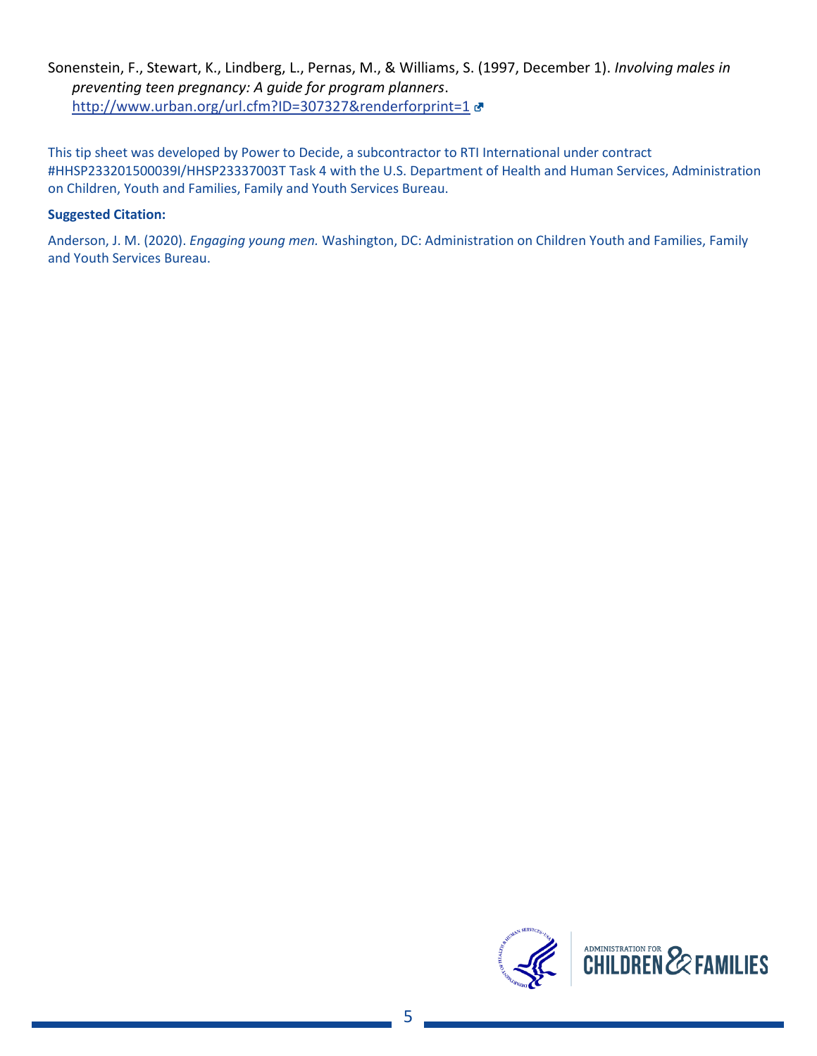Sonenstein, F., Stewart, K., Lindberg, L., Pernas, M., & Williams, S. (1997, December 1). *Involving males in preventing teen pregnancy: A guide for program planners*. http://www.urban.org/url.cfm?ID=307327&renderforprint=1

This tip sheet was developed by Power to Decide, a subcontractor to RTI International under contract #HHSP233201500039I/HHSP23337003T Task 4 with the U.S. Department of Health and Human Services, Administration on Children, Youth and Families, Family and Youth Services Bureau.

**Suggested Citation:**

Anderson, J. M. (2020). *Engaging young men.* Washington, DC: Administration on Children Youth and Families, Family and Youth Services Bureau.